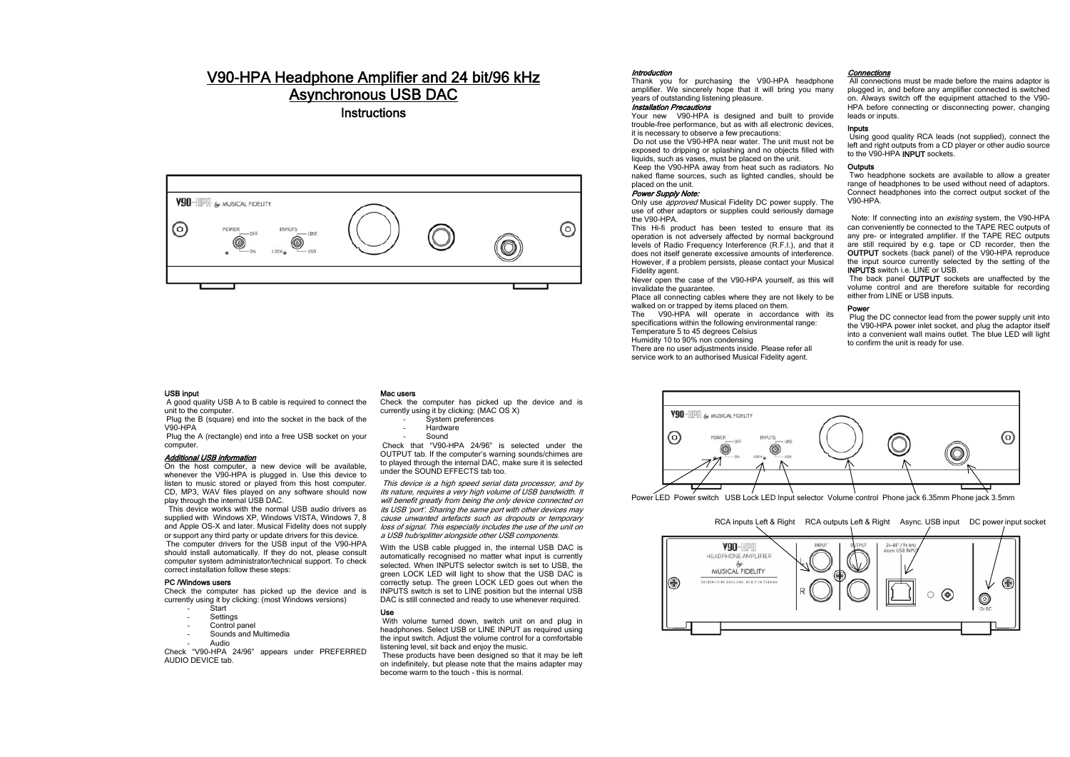# V90-HPA Headphone Amplifier and 24 bit/96 kHz Asynchronous USB DAC

## Instructions

### *Introduction*

Thank you for purchasing the V90-HPA headphone amplifier. We sincerely hope that it will bring you many years of outstanding listening pleasure.

### *Installation Precautions*

Your new V90-HPA is designed and built to provide trouble-free performance, but as with all electronic devices, it is necessary to observe a few precautions:

Do not use the V90-HPA near water. The unit must not be exposed to dripping or splashing and no objects filled with liquids, such as vases, must be placed on the unit.

Keep the V90-HPA away from heat such as radiators. No naked flame sources, such as lighted candles, should be placed on the unit.

### *Power Supply Note:*

Only use *approved* Musical Fidelity DC power supply. The use of other adaptors or supplies could seriously damage the V90-HPA.

This Hi-fi product has been tested to ensure that its operation is not adversely affected by normal background levels of Radio Frequency Interference (R.F.I.), and that it does not itself generate excessive amounts of interference. However, if a problem persists, please contact your Musical Fidelity agent.

Never open the case of the V90-HPA yourself, as this will invalidate the guarantee.

Place all connecting cables where they are not likely to be walked on or trapped by items placed on them.

The V90-HPA will operate in accordance with its specifications within the following environmental range:

Temperature 5 to 45 degrees Celsius

Humidity 10 to 90% non condensing

There are no user adjustments inside. Please refer all service work to an authorised Musical Fidelity agent.

### *Connections*

All connections must be made before the mains adaptor is plugged in, and before any amplifier connected is switched on. Always switch off the equipment attached to the V90-HPA before connecting or disconnecting power, changing leads or inputs.

#### Inputs

Using good quality RCA leads (not supplied), connect the left and right outputs from a CD player or other audio source to the V90-HPA **INPUT** sockets.

#### Outputs

Two headphone sockets are available to allow a greater range of headphones to be used without need of adaptors. Connect headphones into the correct output socket of the V90-HPA.

Note: If connecting into an *existing* system, the V90-HPA can conveniently be connected to the TAPE REC outputs of any pre- or integrated amplifier. If the TAPE REC outputs are still required by e.g. tape or CD recorder, then the **OUTPUT** sockets (back panel) of the V90-HPA reproduce the input source currently selected by the setting of the **INPUTS** switch i.e. LINE or USB.

The back panel **OUTPUT** sockets are unaffected by the volume control and are therefore suitable for recording either from LINE or USB inputs.

#### Power

Plug the DC connector lead from the power supply unit into the V90-HPA power inlet socket, and plug the adaptor itself into a convenient wall mains outlet. The blue LED will light to confirm the unit is ready for use.

#### USB input

A good quality USB A to B cable is required to connect the unit to the computer.

Plug the B (square) end into the socket in the back of the V90-HPA

Plug the A (rectangle) end into a free USB socket on your computer.

### *Additional USB information*

On the host computer, a new device will be available, whenever the V90-HPA is plugged in. Use this device to listen to music stored or played from this host computer. CD, MP3, WAV files played on any software should now play through the internal USB DAC.

This device works with the normal USB audio drivers as supplied with Windows XP, Windows VISTA, Windows 7, 8 and Apple OS-X and later. Musical Fidelity does not supply or support any third party or update drivers for this device.

The computer drivers for the USB input of the V90-HPA should install automatically. If they do not, please consult computer system administrator/technical support. To check correct installation follow these steps:

#### PC /Windows users

Check the computer has picked up the device and is currently using it by clicking: (most Windows versions)

- Start
- Settings
- Control panel
- Sounds and Multimedia
- Audio

Check "V90-HPA 24/96" appears under PREFERRED AUDIO DEVICE tab.

#### Mac users

Check the computer has picked up the device and is currently using it by clicking: (MAC OS X)

- System preferences
- Hardware
- Sound

Check that "V90-HPA 24/96" is selected under the OUTPUT tab. If the computer's warning sounds/chimes are to played through the internal DAC, make sure it is selected under the SOUND EFFECTS tab too.

*This device is a high speed serial data processor, and by its nature, requires a very high volume of USB bandwidth. It will benefit greatly from being the only device connected on its USB 'port'. Sharing the same port with other devices may cause unwanted artefacts such as dropouts or temporary loss of signal. This especially includes the use of the unit on a USB hub/splitter alongside other USB components.*

With the USB cable plugged in, the internal USB DAC is automatically recognised no matter what input is currently selected. When INPUTS selector switch is set to USB, the green LOCK LED will light to show that the USB DAC is correctly setup. The green LOCK LED goes out when the INPUTS switch is set to LINE position but the internal USB DAC is still connected and ready to use whenever required.

#### Use

With volume turned down, switch unit on and plug in headphones. Select USB or LINE INPUT as required using the input switch. Adjust the volume control for a comfortable listening level, sit back and enjoy the music.

These products have been designed so that it may be left on indefinitely, but please note that the mains adapter may become warm to the touch - this is normal.

Power LED  Power switch  USB Lock LED  Input selector  Volume control  Phone jack 6.35mm  Phone jack 3.5mm

RCA inputs Left & Right  RCA outputs Left & Right  Async. USB input  DC power input socket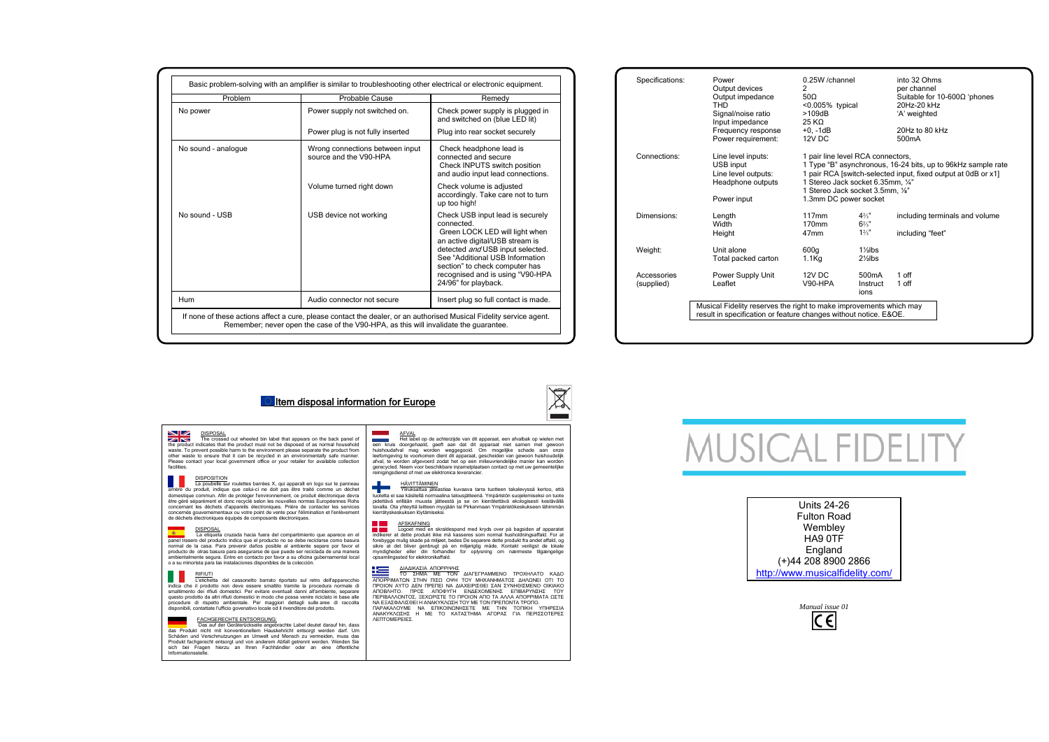Basic problem-solving with an amplifier is similar to troubleshooting other electrical or electronic equipment.

| Problem | Probable Cause | Remedy |
|---|---|---|
| No power | Power supply not switched on. | Check power supply is plugged in and switched on (blue LED lit) |
| | Power plug is not fully inserted | Plug into rear socket securely |
| No sound - analogue | Wrong connections between input source and the V90-HPA | Check headphone lead is connected and secure. Check INPUTS switch position and audio input lead connections. |
| | Volume turned right down | Check volume is adjusted accordingly. Take care not to turn up too high! |
| No sound - USB | USB device not working | Check USB input lead is securely connected. Green LOCK LED will light when an active digital/USB stream is detected *and* USB input selected. See "Additional USB Information section" to check computer has recognised and is using "V90-HPA 24/96" for playback. |
| Hum | Audio connector not secure | Insert plug so full contact is made. |

If none of these actions affect a cure, please contact the dealer, or an authorised Musical Fidelity service agent. Remember; never open the case of the V90-HPA, as this will invalidate the guarantee.

| | | | | |
|---|---|---|---|---|
| Specifications: | Power | 0.25W /channel | | into 32 Ohms |
| | Output devices | 2 | | per channel |
| | Output impedance | 50Ω | | Suitable for 10-600Ω 'phones |
| | THD | <0.005% typical | | 20Hz-20 kHz |
| | Signal/noise ratio | >109dB | | 'A' weighted |
| | Input impedance | 25 KΩ | | |
| | Frequency response | +0, -1dB | | 20Hz to 80 kHz |
| | Power requirement: | 12V DC | | 500mA |
| Connections: | Line level inputs: | 1 pair line level RCA connectors, | | |
| | USB input | 1 Type "B" asynchronous, 16-24 bits, up to 96kHz sample rate | | |
| | Line level outputs: | 1 pair RCA [switch-selected input, fixed output at 0dB or x1] | | |
| | Headphone outputs | 1 Stereo Jack socket 6.35mm, ¼" | | |
| | | 1 Stereo Jack socket 3.5mm, ⅛" | | |
| | Power input | 1.3mm DC power socket | | |
| Dimensions: | Length | 117mm | 4⅗" | including terminals and volume |
| | Width | 170mm | 6⅔" | |
| | Height | 47mm | 1⅘" | including "feet" |
| Weight: | Unit alone | 600g | 1⅓lbs | |
| | Total packed carton | 1.1Kg | 2⅓lbs | |
| Accessories (supplied) | Power Supply Unit | 12V DC | 500mA | 1 off |
| | Leaflet | V90-HPA | Instructions | 1 off |

Musical Fidelity reserves the right to make improvements which may result in specification or feature changes without notice. E&OE.

## Item disposal information for Europe

**DISPOSAL**
The crossed out wheeled bin label that appears on the back panel of the product indicates that the product must not be disposed of as normal household waste. To prevent possible harm to the environment please separate the product from other waste to ensure that it can be recycled in an environmentally safe manner. Please contact your local government office or your retailer for available collection facilities.

**DISPOSITION**
La poubelle sur roulettes barrées X, qui apparaît en logo sur le panneau arrière du produit, indique que celui-ci ne doit pas être traité comme un déchet domestique commun. Afin de protéger l'environnement, ce produit électronique devra être géré séparément et donc recyclé selon les nouvelles normes Européennes Rohs concernant les déchets d'appareils électroniques. Prière de contacter les services concernés gouvernementaux ou votre point de vente pour l'élimination et l'enlèvement de déchets électroniques équipés de composants électroniques.

**DISPOSAL**
La etiqueta cruzada hacia fuera del compartimiento que aparece en el panel trasero del producto indica que el producto no se debe reciclarse como basura normal de la casa. Para prevenir daños posible al ambiente separe por favor el producto de otras basura para asegurarse de que puede ser reciclada de una manera ambientalmente segura. Entre en contacto por favor a su oficina gubernamental local o a su minorista para las instalaciones disponibles de la colección.

**RIFIUTI**
L'etichetta del cassonetto barrato riportato sul retro dell'apparecchio indica che il prodotto non deve essere smaltito tramite la procedura normale di smaltimento dei rifiuti domestici. Per evitare eventuali danni all'ambiente, separare questo prodotto da altri rifiuti domestici in modo che possa venire riciclato in base alle procedure di rispetto ambientale. Per maggiori dettagli sulle aree di raccolta disponibili, contattate l'ufficio govenativo locale od il rivenditore del prodotto.

**FACHGERECHTE ENTSORGUNG:**
Das auf der Geräterückseite angebrachte Label deutet darauf hin, dass das Produkt nicht mit konventionellem Hauskehricht entsorgt werden darf. Um Schäden und Verschmutzungen an Umwelt und Mensch zu vermeiden, muss das Produkt fachgerecht entsorgt und von anderem Abfall getrennt werden. Wenden Sie sich bei Fragen hierzu an Ihren Fachhändler oder an eine öffentliche Informationsstelle.

**AFVAL**
Het label op de achterzijde van dit apparaat, een afvalbak op wielen met een kruis doorgehaald, geeft aan dat dit apparaat niet samen met gewoon huishoudafval mag worden weggegooid. Om mogelijke schade aan onze leefomgeving te voorkomen dient dit apparaat, gescheiden van gewoon huishoudelijk afval, te worden afgevoerd zodat het op een milieuvriendelijke manier kan worden gerecycled. Neem voor beschikbare inzamelplaatsen contact op met uw gemeentelijke reinigingsdienst of met uw elektronica leverancier.

**HÄVITTÄMINEN**
Yliruksattua jäteastiaa kuvaava tarra tuotteen takalevyssä kertoo, että tuotetta ei saa käsitellä normaalina talousjätteenä. Ympäristön suojelemiseksi on tuote pidettävä erillään muusta jätteestä ja se on kierrätettävä ekologisesti kestävällä tavalla. Ota yhteyttä laitteen myyjään tai Pirkanmaan Ympäristökeskukseen lähimmän kierrätyskeskuksen löytämiseksi.

**AFSKAFNING**
Logoet med en skraldespand med kryds over på bagsiden af apparatet indikerer at dette produkt ikke må kasseres som normal husholdningsaffald. For at forebygge mulig skade på miljøet, bedes De separere dette produkt fra andet affald, og sikre at det bliver genbrugt på en miljørigtig måde. Kontakt venligst de lokale myndigheder eller din forhandler for oplysning om nærmeste tilgængelige opsamlingssted for elektronikaffald.

**ΔΙΑΔΙΚΑΣΙΑ ΑΠΟΡΡΙΨΗΣ**
ΤΟ ΣΗΜΑ ΜΕ ΤΟΝ ΔΙΑΓΕΓΡΑΜΜΕΝΟ ΤΡΟΧΗΛΑΤΟ ΚΑΔΟ ΑΠΟΡΡΙΜΑΤΩΝ ΣΤΗΝ ΠΙΣΩ ΟΨΗ ΤΟΥ ΜΗΧΑΝΗΜΑΤΟΣ ΔΗΛΩΝΕΙ ΟΤΙ ΤΟ ΠΡΟΙΟΝ ΑΥΤΟ ΔΕΝ ΠΡΕΠΕΙ ΝΑ ΔΙΑΧΕΙΡΙΣΘΕΙ ΣΑΝ ΣΥΝΗΘΙΣΜΕΝΟ ΟΙΚΙΑΚΟ ΑΠΟΒΛΗΤΟ. ΠΡΟΣ ΑΠΟΦΥΓΗ ΕΝΔΕΧΟΜΕΝΗΣ ΕΠΙΒΑΡΥΝΣΗΣ ΤΟΥ ΠΕΡΙΒΑΛΛΟΝΤΟΣ, ΞΕΧΩΡΙΣΤΕ ΤΟ ΠΡΟΙΟΝ ΑΠΟ ΤΑ ΑΛΛΑ ΑΠΟΡΡΙΜΑΤΑ ΩΣΤΕ ΝΑ ΕΞΑΣΦΑΛΙΣΘΕΙ Η ΑΝΑΚΥΚΛΩΣΗ ΤΟΥ ΜΕ ΤΟΝ ΠΡΕΠΟΝΤΑ ΤΡΟΠΟ. ΠΑΡΑΚΑΛΟΥΜΕ ΝΑ ΕΠΙΚΟΙΝΩΝΗΣΕΤΕ ΜΕ ΤΗΝ ΤΟΠΙΚΗ ΥΠΗΡΕΣΙΑ ΑΝΑΚΥΚΛΩΣΗΣ Η ΜΕ ΤΟ ΚΑΤΑΣΤΗΜΑ ΑΓΟΡΑΣ ΓΙΑ ΠΕΡΙΣΣΟΤΕΡΕΣ ΛΕΠΤΟΜΕΡΕΙΕΣ.

# MUSICAL FIDELITY

Units 24-26
Fulton Road
Wembley
HA9 0TF
England
(+)44 208 8900 2866
http://www.musicalfidelity.com/

*Manual issue 01*

CE